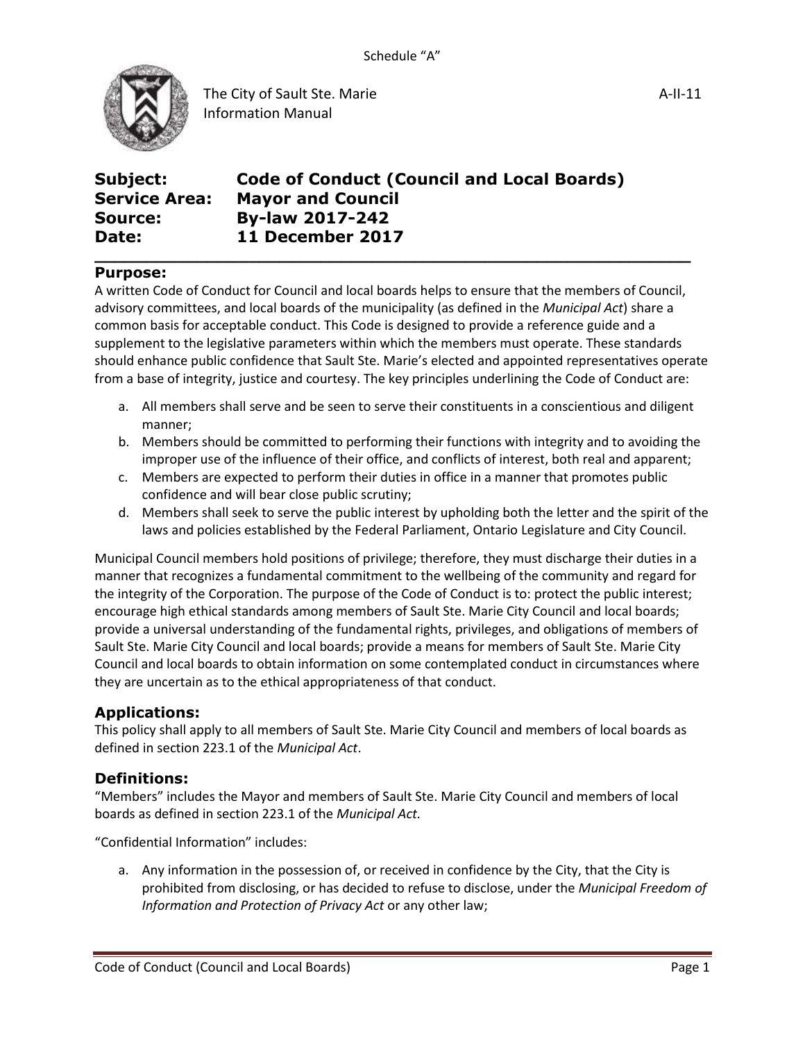Schedule "A"

The City of Sault Ste. Marie
Information Manual

A-II-11

**Subject:** **Code of Conduct (Council and Local Boards)**
**Service Area:** **Mayor and Council**
**Source:** **By-law 2017-242**
**Date:** **11 December 2017**

## Purpose:

A written Code of Conduct for Council and local boards helps to ensure that the members of Council, advisory committees, and local boards of the municipality (as defined in the *Municipal Act*) share a common basis for acceptable conduct. This Code is designed to provide a reference guide and a supplement to the legislative parameters within which the members must operate. These standards should enhance public confidence that Sault Ste. Marie's elected and appointed representatives operate from a base of integrity, justice and courtesy. The key principles underlining the Code of Conduct are:

a. All members shall serve and be seen to serve their constituents in a conscientious and diligent manner;
b. Members should be committed to performing their functions with integrity and to avoiding the improper use of the influence of their office, and conflicts of interest, both real and apparent;
c. Members are expected to perform their duties in office in a manner that promotes public confidence and will bear close public scrutiny;
d. Members shall seek to serve the public interest by upholding both the letter and the spirit of the laws and policies established by the Federal Parliament, Ontario Legislature and City Council.

Municipal Council members hold positions of privilege; therefore, they must discharge their duties in a manner that recognizes a fundamental commitment to the wellbeing of the community and regard for the integrity of the Corporation. The purpose of the Code of Conduct is to: protect the public interest; encourage high ethical standards among members of Sault Ste. Marie City Council and local boards; provide a universal understanding of the fundamental rights, privileges, and obligations of members of Sault Ste. Marie City Council and local boards; provide a means for members of Sault Ste. Marie City Council and local boards to obtain information on some contemplated conduct in circumstances where they are uncertain as to the ethical appropriateness of that conduct.

## Applications:

This policy shall apply to all members of Sault Ste. Marie City Council and members of local boards as defined in section 223.1 of the *Municipal Act*.

## Definitions:

"Members" includes the Mayor and members of Sault Ste. Marie City Council and members of local boards as defined in section 223.1 of the *Municipal Act.*

"Confidential Information" includes:

a. Any information in the possession of, or received in confidence by the City, that the City is prohibited from disclosing, or has decided to refuse to disclose, under the *Municipal Freedom of Information and Protection of Privacy Act* or any other law;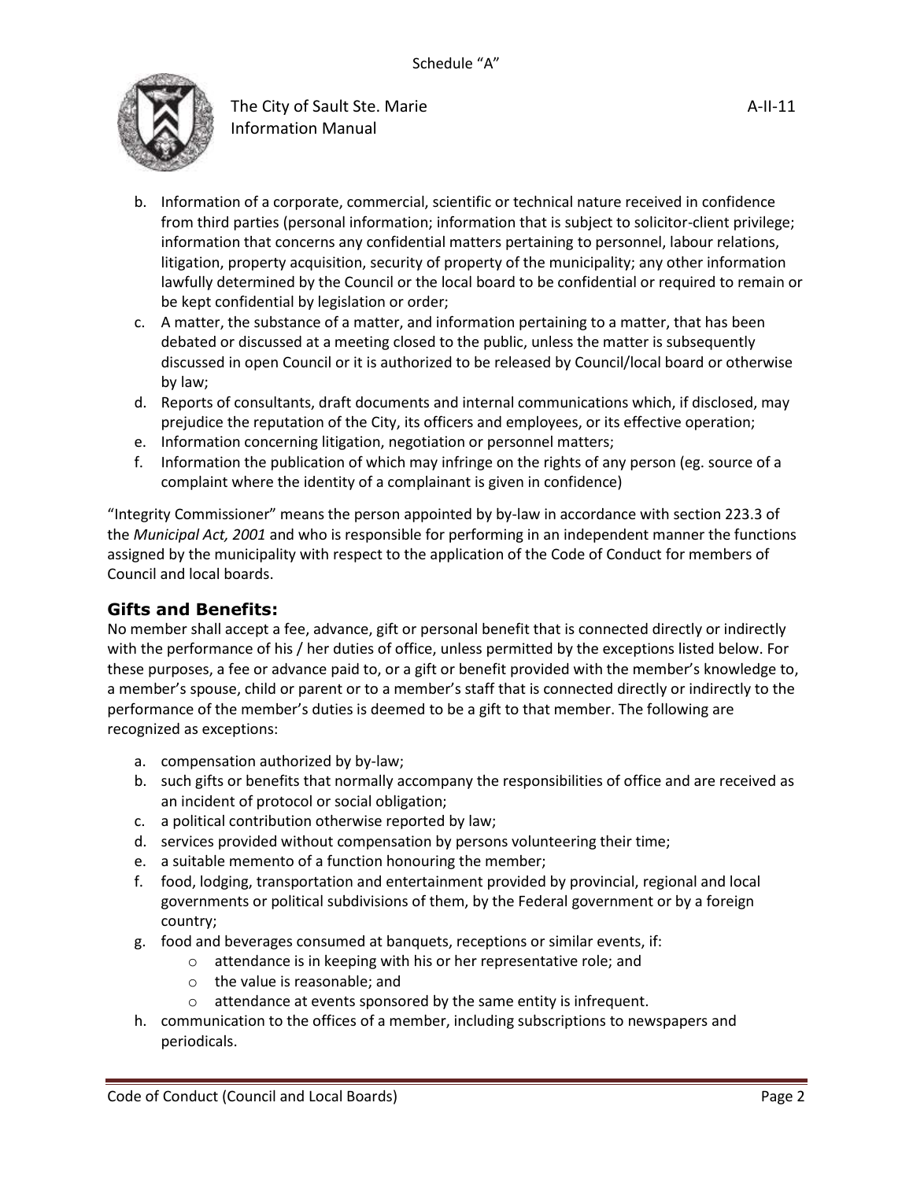b. Information of a corporate, commercial, scientific or technical nature received in confidence from third parties (personal information; information that is subject to solicitor-client privilege; information that concerns any confidential matters pertaining to personnel, labour relations, litigation, property acquisition, security of property of the municipality; any other information lawfully determined by the Council or the local board to be confidential or required to remain or be kept confidential by legislation or order;
c. A matter, the substance of a matter, and information pertaining to a matter, that has been debated or discussed at a meeting closed to the public, unless the matter is subsequently discussed in open Council or it is authorized to be released by Council/local board or otherwise by law;
d. Reports of consultants, draft documents and internal communications which, if disclosed, may prejudice the reputation of the City, its officers and employees, or its effective operation;
e. Information concerning litigation, negotiation or personnel matters;
f. Information the publication of which may infringe on the rights of any person (eg. source of a complaint where the identity of a complainant is given in confidence)

"Integrity Commissioner" means the person appointed by by-law in accordance with section 223.3 of the *Municipal Act, 2001* and who is responsible for performing in an independent manner the functions assigned by the municipality with respect to the application of the Code of Conduct for members of Council and local boards.

## Gifts and Benefits:

No member shall accept a fee, advance, gift or personal benefit that is connected directly or indirectly with the performance of his / her duties of office, unless permitted by the exceptions listed below. For these purposes, a fee or advance paid to, or a gift or benefit provided with the member's knowledge to, a member's spouse, child or parent or to a member's staff that is connected directly or indirectly to the performance of the member's duties is deemed to be a gift to that member. The following are recognized as exceptions:

a. compensation authorized by by-law;
b. such gifts or benefits that normally accompany the responsibilities of office and are received as an incident of protocol or social obligation;
c. a political contribution otherwise reported by law;
d. services provided without compensation by persons volunteering their time;
e. a suitable memento of a function honouring the member;
f. food, lodging, transportation and entertainment provided by provincial, regional and local governments or political subdivisions of them, by the Federal government or by a foreign country;
g. food and beverages consumed at banquets, receptions or similar events, if:
    - attendance is in keeping with his or her representative role; and
    - the value is reasonable; and
    - attendance at events sponsored by the same entity is infrequent.
h. communication to the offices of a member, including subscriptions to newspapers and periodicals.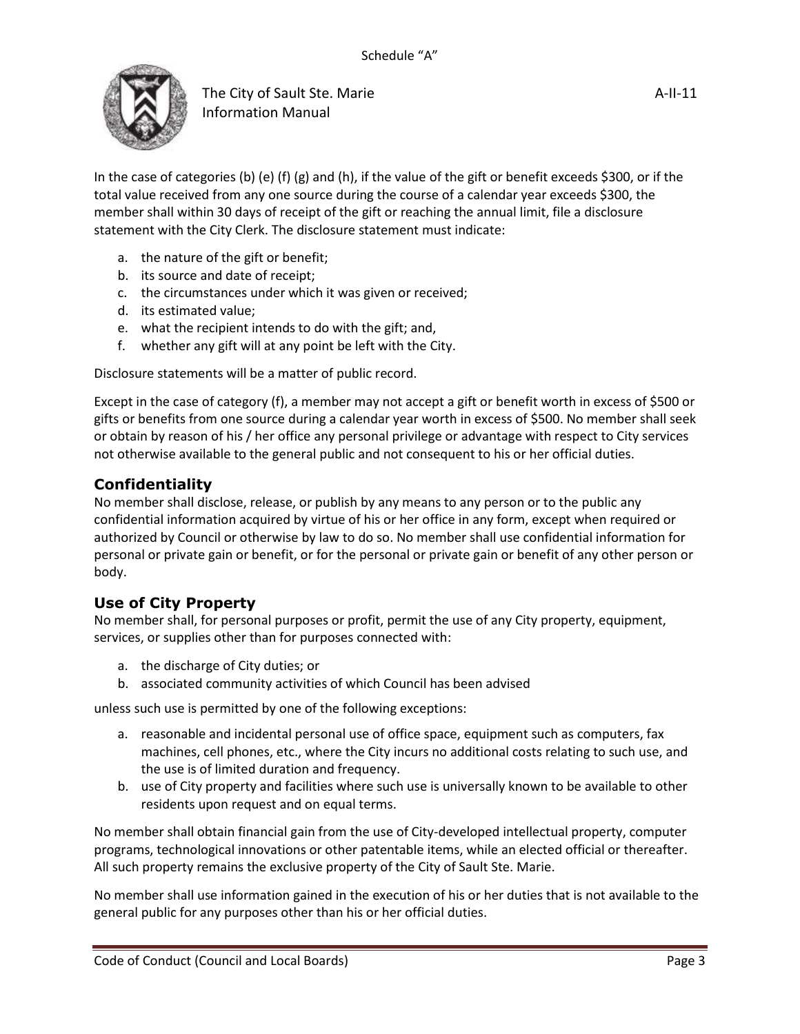In the case of categories (b) (e) (f) (g) and (h), if the value of the gift or benefit exceeds $300, or if the total value received from any one source during the course of a calendar year exceeds $300, the member shall within 30 days of receipt of the gift or reaching the annual limit, file a disclosure statement with the City Clerk. The disclosure statement must indicate:

a. the nature of the gift or benefit;
b. its source and date of receipt;
c. the circumstances under which it was given or received;
d. its estimated value;
e. what the recipient intends to do with the gift; and,
f. whether any gift will at any point be left with the City.

Disclosure statements will be a matter of public record.

Except in the case of category (f), a member may not accept a gift or benefit worth in excess of $500 or gifts or benefits from one source during a calendar year worth in excess of $500. No member shall seek or obtain by reason of his / her office any personal privilege or advantage with respect to City services not otherwise available to the general public and not consequent to his or her official duties.

## Confidentiality

No member shall disclose, release, or publish by any means to any person or to the public any confidential information acquired by virtue of his or her office in any form, except when required or authorized by Council or otherwise by law to do so. No member shall use confidential information for personal or private gain or benefit, or for the personal or private gain or benefit of any other person or body.

## Use of City Property

No member shall, for personal purposes or profit, permit the use of any City property, equipment, services, or supplies other than for purposes connected with:

a. the discharge of City duties; or
b. associated community activities of which Council has been advised

unless such use is permitted by one of the following exceptions:

a. reasonable and incidental personal use of office space, equipment such as computers, fax machines, cell phones, etc., where the City incurs no additional costs relating to such use, and the use is of limited duration and frequency.
b. use of City property and facilities where such use is universally known to be available to other residents upon request and on equal terms.

No member shall obtain financial gain from the use of City-developed intellectual property, computer programs, technological innovations or other patentable items, while an elected official or thereafter. All such property remains the exclusive property of the City of Sault Ste. Marie.

No member shall use information gained in the execution of his or her duties that is not available to the general public for any purposes other than his or her official duties.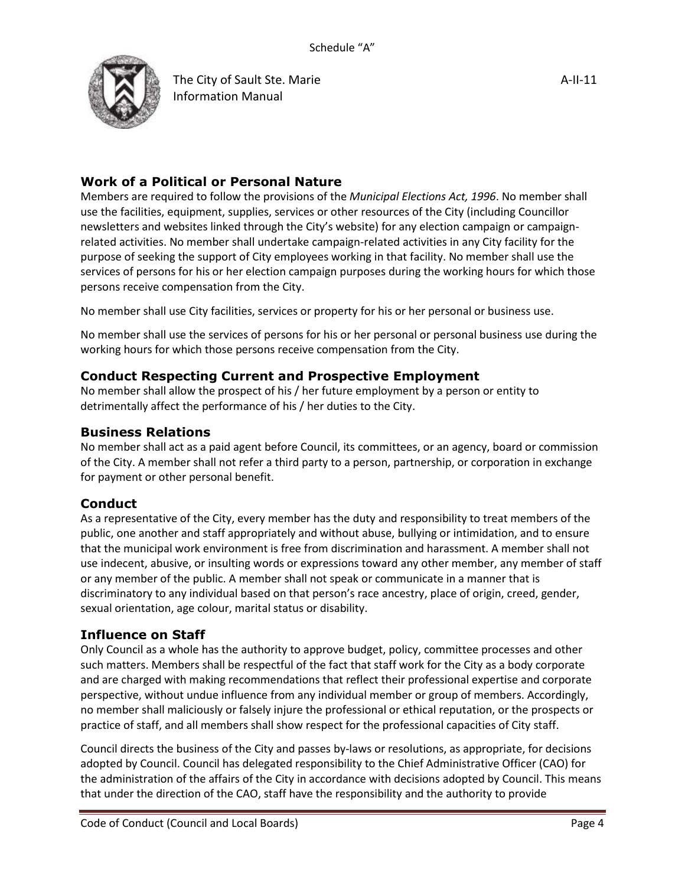## Work of a Political or Personal Nature

Members are required to follow the provisions of the *Municipal Elections Act, 1996*. No member shall use the facilities, equipment, supplies, services or other resources of the City (including Councillor newsletters and websites linked through the City's website) for any election campaign or campaign-related activities. No member shall undertake campaign-related activities in any City facility for the purpose of seeking the support of City employees working in that facility. No member shall use the services of persons for his or her election campaign purposes during the working hours for which those persons receive compensation from the City.

No member shall use City facilities, services or property for his or her personal or business use.

No member shall use the services of persons for his or her personal or personal business use during the working hours for which those persons receive compensation from the City.

## Conduct Respecting Current and Prospective Employment

No member shall allow the prospect of his / her future employment by a person or entity to detrimentally affect the performance of his / her duties to the City.

## Business Relations

No member shall act as a paid agent before Council, its committees, or an agency, board or commission of the City. A member shall not refer a third party to a person, partnership, or corporation in exchange for payment or other personal benefit.

## Conduct

As a representative of the City, every member has the duty and responsibility to treat members of the public, one another and staff appropriately and without abuse, bullying or intimidation, and to ensure that the municipal work environment is free from discrimination and harassment. A member shall not use indecent, abusive, or insulting words or expressions toward any other member, any member of staff or any member of the public. A member shall not speak or communicate in a manner that is discriminatory to any individual based on that person's race ancestry, place of origin, creed, gender, sexual orientation, age colour, marital status or disability.

## Influence on Staff

Only Council as a whole has the authority to approve budget, policy, committee processes and other such matters. Members shall be respectful of the fact that staff work for the City as a body corporate and are charged with making recommendations that reflect their professional expertise and corporate perspective, without undue influence from any individual member or group of members. Accordingly, no member shall maliciously or falsely injure the professional or ethical reputation, or the prospects or practice of staff, and all members shall show respect for the professional capacities of City staff.

Council directs the business of the City and passes by-laws or resolutions, as appropriate, for decisions adopted by Council. Council has delegated responsibility to the Chief Administrative Officer (CAO) for the administration of the affairs of the City in accordance with decisions adopted by Council. This means that under the direction of the CAO, staff have the responsibility and the authority to provide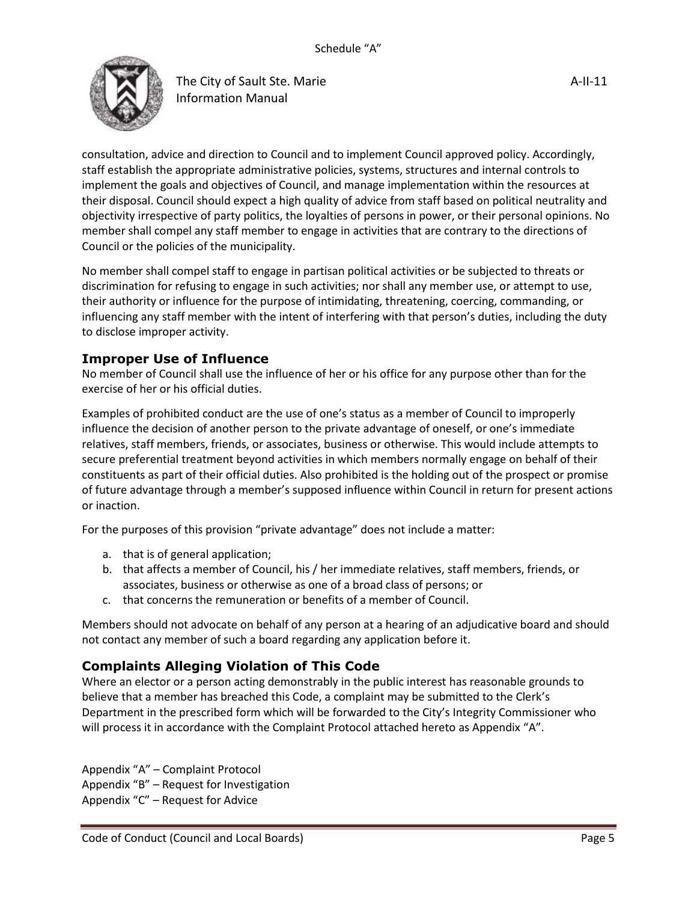consultation, advice and direction to Council and to implement Council approved policy. Accordingly, staff establish the appropriate administrative policies, systems, structures and internal controls to implement the goals and objectives of Council, and manage implementation within the resources at their disposal. Council should expect a high quality of advice from staff based on political neutrality and objectivity irrespective of party politics, the loyalties of persons in power, or their personal opinions. No member shall compel any staff member to engage in activities that are contrary to the directions of Council or the policies of the municipality.

No member shall compel staff to engage in partisan political activities or be subjected to threats or discrimination for refusing to engage in such activities; nor shall any member use, or attempt to use, their authority or influence for the purpose of intimidating, threatening, coercing, commanding, or influencing any staff member with the intent of interfering with that person's duties, including the duty to disclose improper activity.

## Improper Use of Influence

No member of Council shall use the influence of her or his office for any purpose other than for the exercise of her or his official duties.

Examples of prohibited conduct are the use of one's status as a member of Council to improperly influence the decision of another person to the private advantage of oneself, or one's immediate relatives, staff members, friends, or associates, business or otherwise. This would include attempts to secure preferential treatment beyond activities in which members normally engage on behalf of their constituents as part of their official duties. Also prohibited is the holding out of the prospect or promise of future advantage through a member's supposed influence within Council in return for present actions or inaction.

For the purposes of this provision "private advantage" does not include a matter:

a. that is of general application;
b. that affects a member of Council, his / her immediate relatives, staff members, friends, or associates, business or otherwise as one of a broad class of persons; or
c. that concerns the remuneration or benefits of a member of Council.

Members should not advocate on behalf of any person at a hearing of an adjudicative board and should not contact any member of such a board regarding any application before it.

## Complaints Alleging Violation of This Code

Where an elector or a person acting demonstrably in the public interest has reasonable grounds to believe that a member has breached this Code, a complaint may be submitted to the Clerk's Department in the prescribed form which will be forwarded to the City's Integrity Commissioner who will process it in accordance with the Complaint Protocol attached hereto as Appendix "A".

Appendix "A" – Complaint Protocol
Appendix "B" – Request for Investigation
Appendix "C" – Request for Advice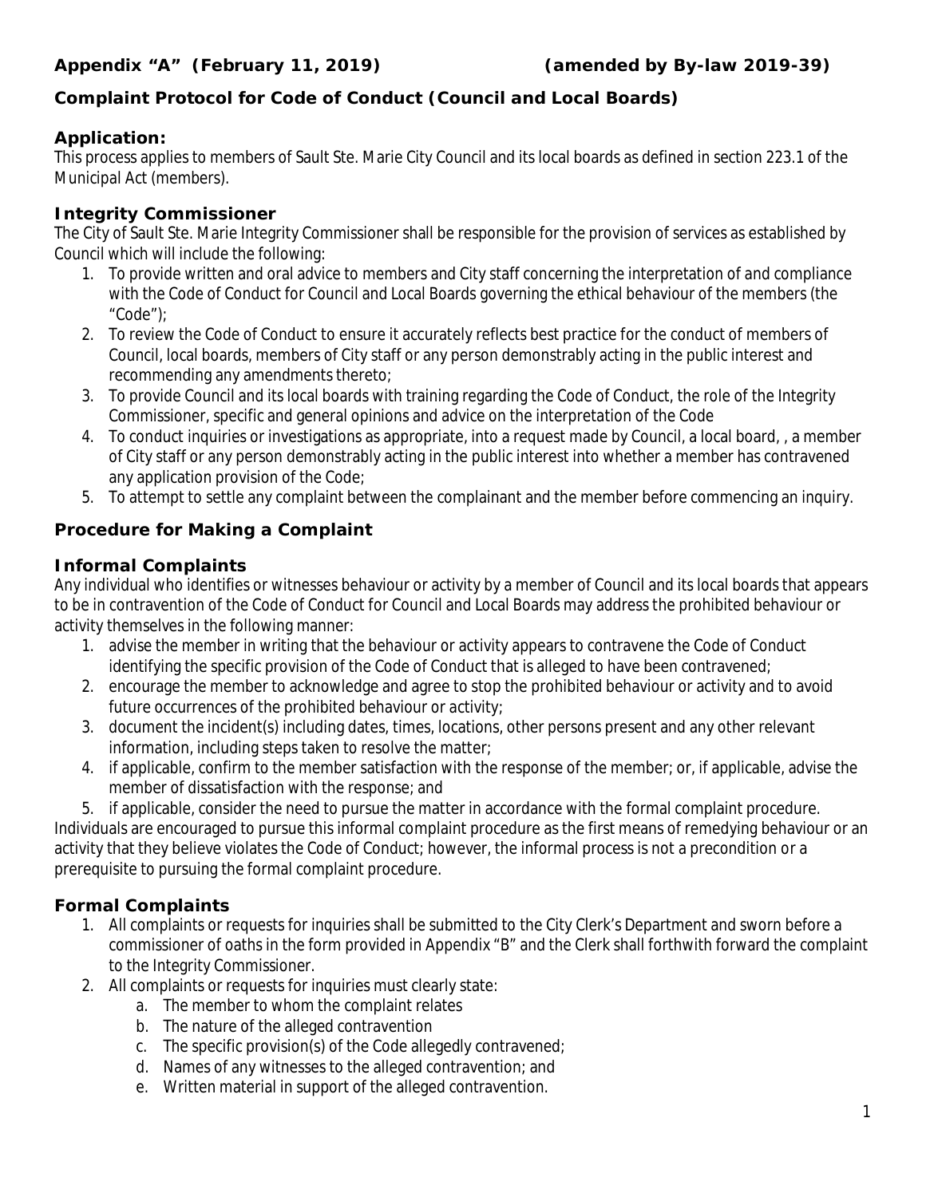**Appendix "A" (February 11, 2019) (amended by By-law 2019-39)**

## Complaint Protocol for Code of Conduct (Council and Local Boards)

### Application:

This process applies to members of Sault Ste. Marie City Council and its local boards as defined in section 223.1 of the Municipal Act (members).

### Integrity Commissioner

The City of Sault Ste. Marie Integrity Commissioner shall be responsible for the provision of services as established by Council which will include the following:

1. To provide written and oral advice to members and City staff concerning the interpretation of and compliance with the Code of Conduct for Council and Local Boards governing the ethical behaviour of the members (the "Code");
2. To review the Code of Conduct to ensure it accurately reflects best practice for the conduct of members of Council, local boards, members of City staff or any person demonstrably acting in the public interest and recommending any amendments thereto;
3. To provide Council and its local boards with training regarding the Code of Conduct, the role of the Integrity Commissioner, specific and general opinions and advice on the interpretation of the Code
4. To conduct inquiries or investigations as appropriate, into a request made by Council, a local board, , a member of City staff or any person demonstrably acting in the public interest into whether a member has contravened any application provision of the Code;
5. To attempt to settle any complaint between the complainant and the member before commencing an inquiry.

### Procedure for Making a Complaint

### Informal Complaints

Any individual who identifies or witnesses behaviour or activity by a member of Council and its local boards that appears to be in contravention of the Code of Conduct for Council and Local Boards may address the prohibited behaviour or activity themselves in the following manner:

1. advise the member in writing that the behaviour or activity appears to contravene the Code of Conduct identifying the specific provision of the Code of Conduct that is alleged to have been contravened;
2. encourage the member to acknowledge and agree to stop the prohibited behaviour or activity and to avoid future occurrences of the prohibited behaviour or activity;
3. document the incident(s) including dates, times, locations, other persons present and any other relevant information, including steps taken to resolve the matter;
4. if applicable, confirm to the member satisfaction with the response of the member; or, if applicable, advise the member of dissatisfaction with the response; and
5. if applicable, consider the need to pursue the matter in accordance with the formal complaint procedure.

Individuals are encouraged to pursue this informal complaint procedure as the first means of remedying behaviour or an activity that they believe violates the Code of Conduct; however, the informal process is not a precondition or a prerequisite to pursuing the formal complaint procedure.

### Formal Complaints

1. All complaints or requests for inquiries shall be submitted to the City Clerk's Department and sworn before a commissioner of oaths in the form provided in Appendix "B" and the Clerk shall forthwith forward the complaint to the Integrity Commissioner.
2. All complaints or requests for inquiries must clearly state:
   a. The member to whom the complaint relates
   b. The nature of the alleged contravention
   c. The specific provision(s) of the Code allegedly contravened;
   d. Names of any witnesses to the alleged contravention; and
   e. Written material in support of the alleged contravention.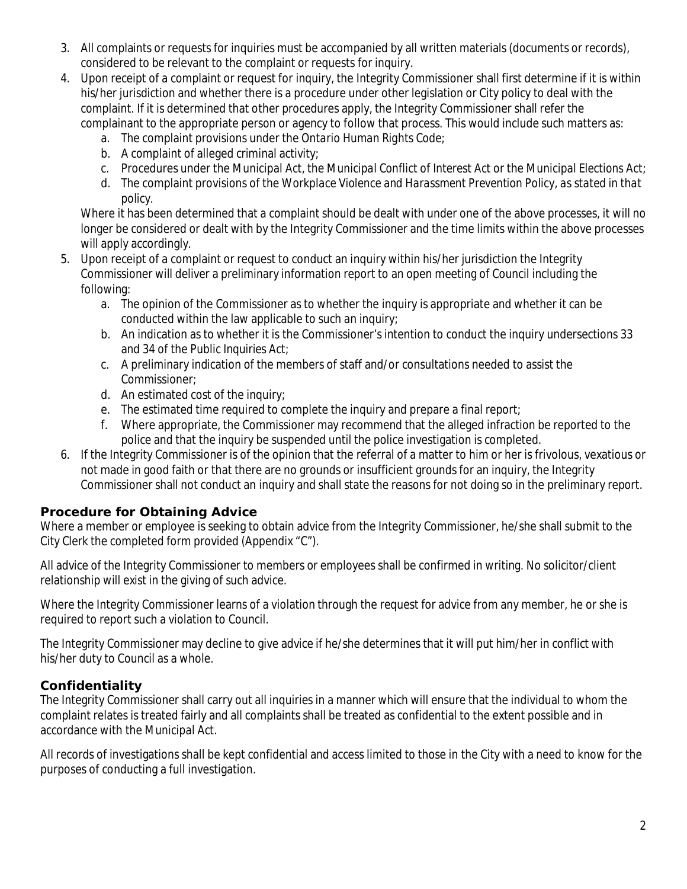3. All complaints or requests for inquiries must be accompanied by all written materials (documents or records), considered to be relevant to the complaint or requests for inquiry.
4. Upon receipt of a complaint or request for inquiry, the Integrity Commissioner shall first determine if it is within his/her jurisdiction and whether there is a procedure under other legislation or City policy to deal with the complaint. If it is determined that other procedures apply, the Integrity Commissioner shall refer the complainant to the appropriate person or agency to follow that process. This would include such matters as:
   a. The complaint provisions under the *Ontario Human Rights Code*;
   b. A complaint of alleged criminal activity;
   c. Procedures under the *Municipal Act*, the *Municipal Conflict of Interest Act* or the *Municipal Elections Act*;
   d. The complaint provisions of the *Workplace Violence and Harassment Prevention Policy, as stated in that policy.*

   Where it has been determined that a complaint should be dealt with under one of the above processes, it will no longer be considered or dealt with by the Integrity Commissioner and the time limits within the above processes will apply accordingly.
5. Upon receipt of a complaint or request to conduct an inquiry within his/her jurisdiction the Integrity Commissioner will deliver a preliminary information report to an open meeting of Council including the following:
   a. The opinion of the Commissioner as to whether the inquiry is appropriate and whether it can be conducted within the law applicable to such an inquiry;
   b. An indication as to whether it is the Commissioner's intention to conduct the inquiry undersections 33 and 34 of the Public Inquiries Act;
   c. A preliminary indication of the members of staff and/or consultations needed to assist the Commissioner;
   d. An estimated cost of the inquiry;
   e. The estimated time required to complete the inquiry and prepare a final report;
   f. Where appropriate, the Commissioner may recommend that the alleged infraction be reported to the police and that the inquiry be suspended until the police investigation is completed.
6. If the Integrity Commissioner is of the opinion that the referral of a matter to him or her is frivolous, vexatious or not made in good faith or that there are no grounds or insufficient grounds for an inquiry, the Integrity Commissioner shall not conduct an inquiry and shall state the reasons for not doing so in the preliminary report.

## Procedure for Obtaining Advice

Where a member or employee is seeking to obtain advice from the Integrity Commissioner, he/she shall submit to the City Clerk the completed form provided (Appendix "C").

All advice of the Integrity Commissioner to members or employees shall be confirmed in writing. No solicitor/client relationship will exist in the giving of such advice.

Where the Integrity Commissioner learns of a violation through the request for advice from any member, he or she is required to report such a violation to Council.

The Integrity Commissioner may decline to give advice if he/she determines that it will put him/her in conflict with his/her duty to Council as a whole.

## Confidentiality

The Integrity Commissioner shall carry out all inquiries in a manner which will ensure that the individual to whom the complaint relates is treated fairly and all complaints shall be treated as confidential to the extent possible and in accordance with the *Municipal Act*.

All records of investigations shall be kept confidential and access limited to those in the City with a need to know for the purposes of conducting a full investigation.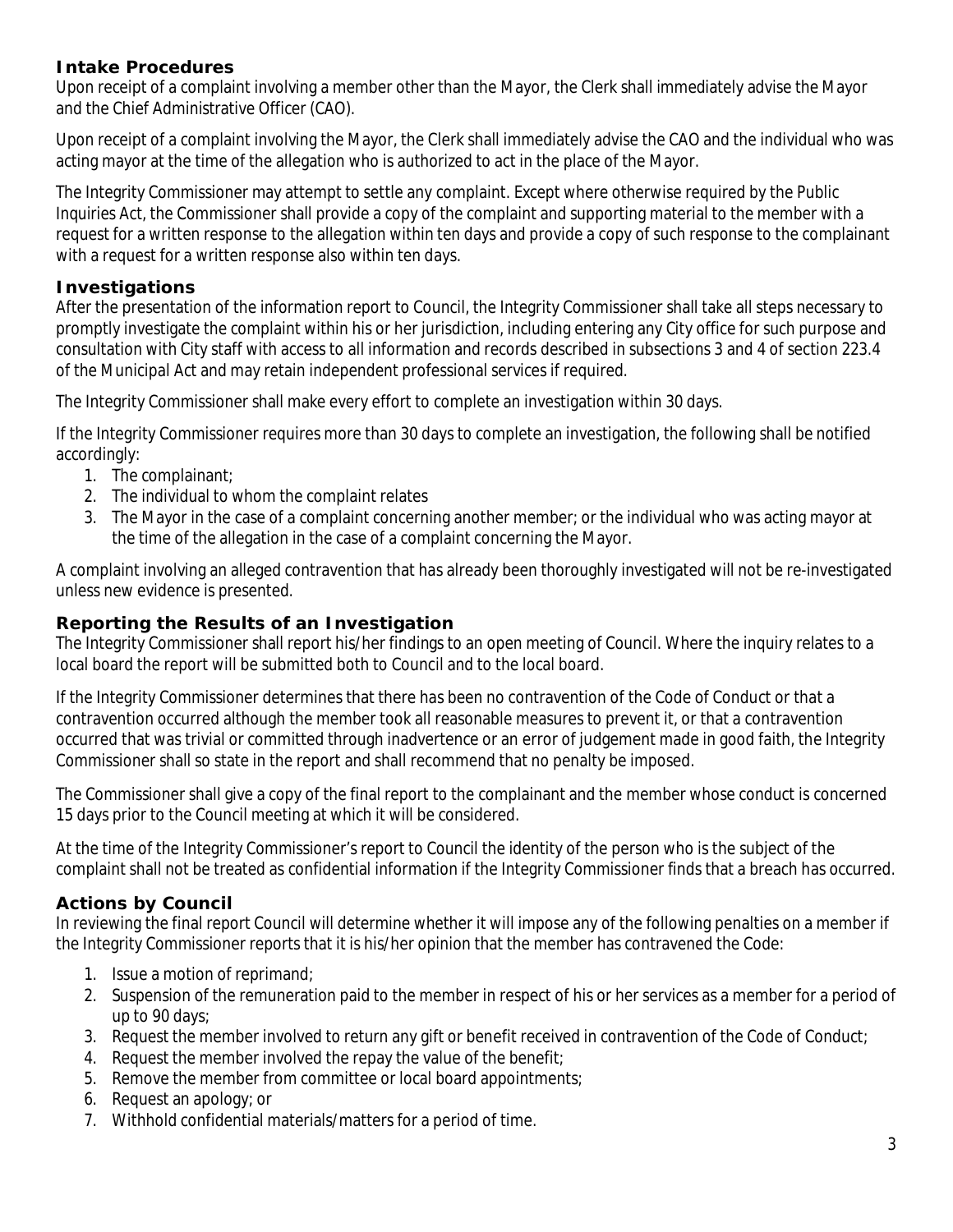## Intake Procedures

Upon receipt of a complaint involving a member other than the Mayor, the Clerk shall immediately advise the Mayor and the Chief Administrative Officer (CAO).

Upon receipt of a complaint involving the Mayor, the Clerk shall immediately advise the CAO and the individual who was acting mayor at the time of the allegation who is authorized to act in the place of the Mayor.

The Integrity Commissioner may attempt to settle any complaint. Except where otherwise required by the Public Inquiries Act, the Commissioner shall provide a copy of the complaint and supporting material to the member with a request for a written response to the allegation within ten days and provide a copy of such response to the complainant with a request for a written response also within ten days.

## Investigations

After the presentation of the information report to Council, the Integrity Commissioner shall take all steps necessary to promptly investigate the complaint within his or her jurisdiction, including entering any City office for such purpose and consultation with City staff with access to all information and records described in subsections 3 and 4 of section 223.4 of the Municipal Act and may retain independent professional services if required.

The Integrity Commissioner shall make every effort to complete an investigation within 30 days.

If the Integrity Commissioner requires more than 30 days to complete an investigation, the following shall be notified accordingly:

1. The complainant;
2. The individual to whom the complaint relates
3. The Mayor in the case of a complaint concerning another member; or the individual who was acting mayor at the time of the allegation in the case of a complaint concerning the Mayor.

A complaint involving an alleged contravention that has already been thoroughly investigated will not be re-investigated unless new evidence is presented.

## Reporting the Results of an Investigation

The Integrity Commissioner shall report his/her findings to an open meeting of Council. Where the inquiry relates to a local board the report will be submitted both to Council and to the local board.

If the Integrity Commissioner determines that there has been no contravention of the Code of Conduct or that a contravention occurred although the member took all reasonable measures to prevent it, or that a contravention occurred that was trivial or committed through inadvertence or an error of judgement made in good faith, the Integrity Commissioner shall so state in the report and shall recommend that no penalty be imposed.

The Commissioner shall give a copy of the final report to the complainant and the member whose conduct is concerned 15 days prior to the Council meeting at which it will be considered.

At the time of the Integrity Commissioner's report to Council the identity of the person who is the subject of the complaint shall not be treated as confidential information if the Integrity Commissioner finds that a breach has occurred.

## Actions by Council

In reviewing the final report Council will determine whether it will impose any of the following penalties on a member if the Integrity Commissioner reports that it is his/her opinion that the member has contravened the Code:

1. Issue a motion of reprimand;
2. Suspension of the remuneration paid to the member in respect of his or her services as a member for a period of up to 90 days;
3. Request the member involved to return any gift or benefit received in contravention of the Code of Conduct;
4. Request the member involved the repay the value of the benefit;
5. Remove the member from committee or local board appointments;
6. Request an apology; or
7. Withhold confidential materials/matters for a period of time.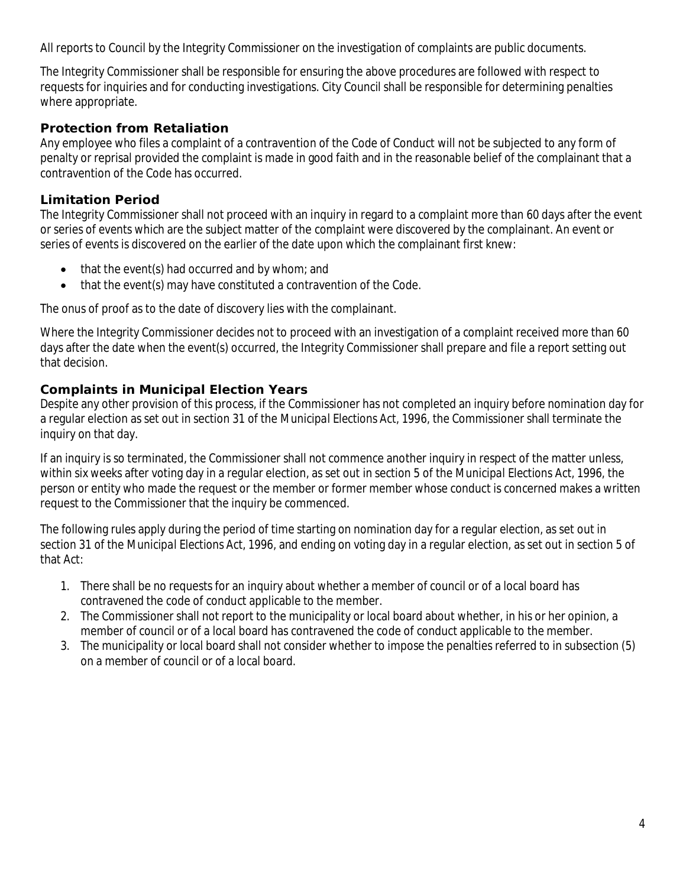All reports to Council by the Integrity Commissioner on the investigation of complaints are public documents.

The Integrity Commissioner shall be responsible for ensuring the above procedures are followed with respect to requests for inquiries and for conducting investigations. City Council shall be responsible for determining penalties where appropriate.

### Protection from Retaliation

Any employee who files a complaint of a contravention of the Code of Conduct will not be subjected to any form of penalty or reprisal provided the complaint is made in good faith and in the reasonable belief of the complainant that a contravention of the Code has occurred.

### Limitation Period

The Integrity Commissioner shall not proceed with an inquiry in regard to a complaint more than 60 days after the event or series of events which are the subject matter of the complaint were discovered by the complainant. An event or series of events is discovered on the earlier of the date upon which the complainant first knew:

- that the event(s) had occurred and by whom; and
- that the event(s) may have constituted a contravention of the Code.

The onus of proof as to the date of discovery lies with the complainant.

Where the Integrity Commissioner decides not to proceed with an investigation of a complaint received more than 60 days after the date when the event(s) occurred, the Integrity Commissioner shall prepare and file a report setting out that decision.

### Complaints in Municipal Election Years

Despite any other provision of this process, if the Commissioner has not completed an inquiry before nomination day for a regular election as set out in section 31 of the *Municipal Elections Act, 1996*, the Commissioner shall terminate the inquiry on that day.

If an inquiry is so terminated, the Commissioner shall not commence another inquiry in respect of the matter unless, within six weeks after voting day in a regular election, as set out in section 5 of the *Municipal Elections Act, 1996*, the person or entity who made the request or the member or former member whose conduct is concerned makes a written request to the Commissioner that the inquiry be commenced.

The following rules apply during the period of time starting on nomination day for a regular election, as set out in section 31 of the *Municipal Elections Act, 1996*, and ending on voting day in a regular election, as set out in section 5 of that Act:

1. There shall be no requests for an inquiry about whether a member of council or of a local board has contravened the code of conduct applicable to the member.
2. The Commissioner shall not report to the municipality or local board about whether, in his or her opinion, a member of council or of a local board has contravened the code of conduct applicable to the member.
3. The municipality or local board shall not consider whether to impose the penalties referred to in subsection (5) on a member of council or of a local board.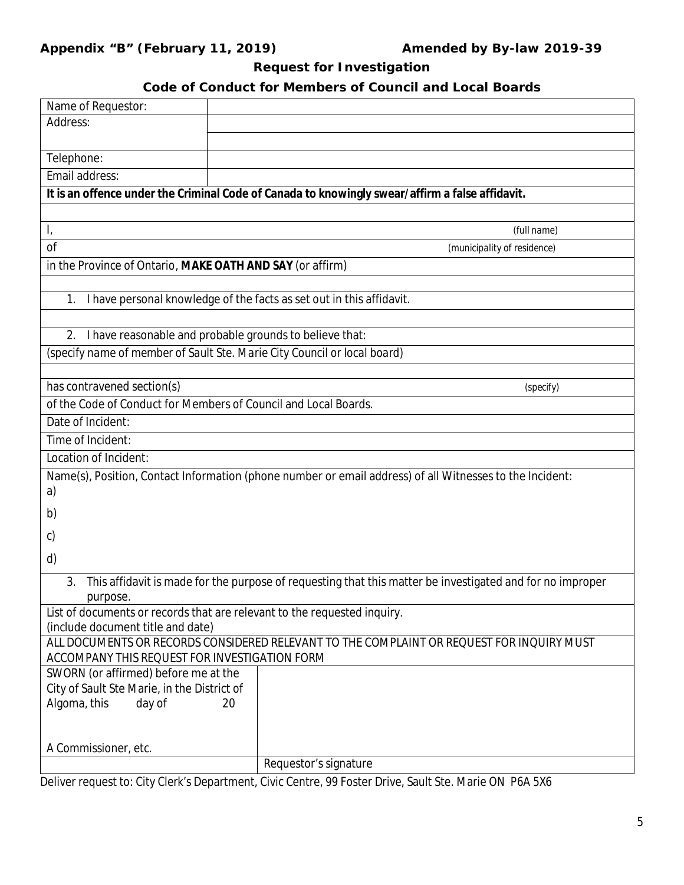**Appendix "B" (February 11, 2019)** **Amended by By-law 2019-39**

## Request for Investigation

## Code of Conduct for Members of Council and Local Boards

| Name of Requestor: | |
|---|---|
| Address: | |
| | |
| Telephone: | |
| Email address: | |

**It is an offence under the Criminal Code of Canada to knowingly swear/affirm a false affidavit.**

I, *(full name)*

of *(municipality of residence)*

in the Province of Ontario, **MAKE OATH AND SAY** (or affirm)

1. I have personal knowledge of the facts as set out in this affidavit.

2. I have reasonable and probable grounds to believe that:

*(specify name of member of Sault Ste. Marie City Council or local board)*

has contravened section(s) *(specify)*

of the Code of Conduct for Members of Council and Local Boards.

Date of Incident:

Time of Incident:

Location of Incident:

Name(s), Position, Contact Information (phone number or email address) of all Witnesses to the Incident:

a)

b)

c)

d)

3. This affidavit is made for the purpose of requesting that this matter be investigated and for no improper purpose.

List of documents or records that are relevant to the requested inquiry.
(include document title and date)

ALL DOCUMENTS OR RECORDS CONSIDERED RELEVANT TO THE COMPLAINT OR REQUEST FOR INQUIRY MUST ACCOMPANY THIS REQUEST FOR INVESTIGATION FORM

| SWORN (or affirmed) before me at the City of Sault Ste Marie, in the District of Algoma, this day of 20<br><br>A Commissioner, etc. | |
|---|---|
| | Requestor's signature |

Deliver request to: City Clerk's Department, Civic Centre, 99 Foster Drive, Sault Ste. Marie ON P6A 5X6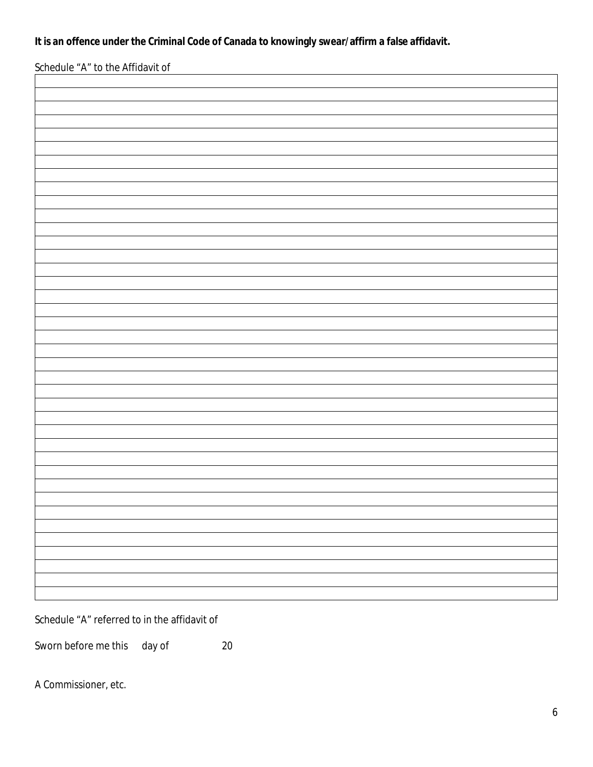**It is an offence under the Criminal Code of Canada to knowingly swear/affirm a false affidavit.**

Schedule "A" to the Affidavit of

| |
|---|
| |
| |
| |
| |
| |
| |
| |
| |
| |
| |
| |
| |
| |
| |
| |
| |
| |
| |
| |
| |
| |
| |
| |
| |
| |
| |
| |
| |
| |
| |
| |
| |
| |
| |
| |
| |
| |
| |

Schedule "A" referred to in the affidavit of

Sworn before me this day of 20

A Commissioner, etc.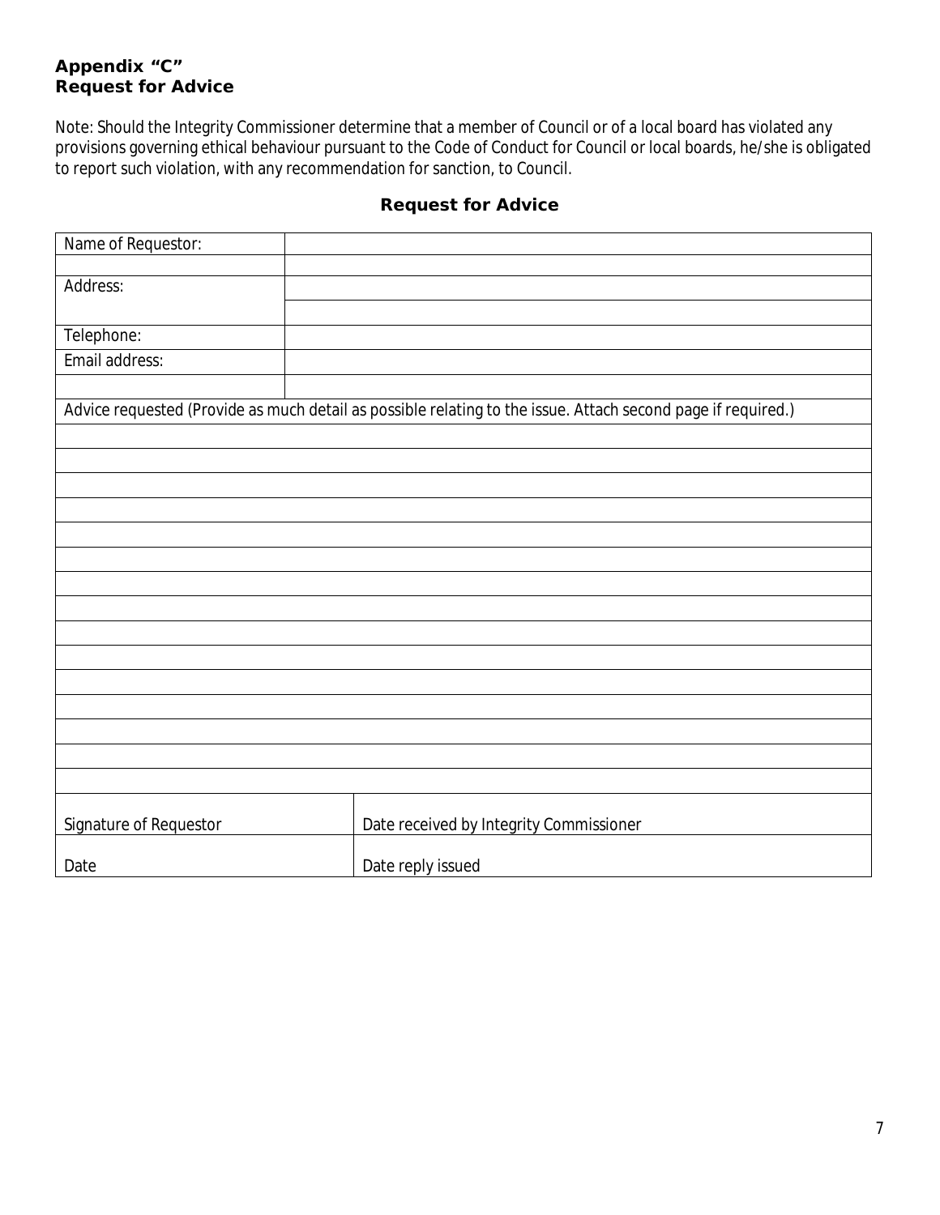**Appendix "C"**
**Request for Advice**

Note: Should the Integrity Commissioner determine that a member of Council or of a local board has violated any provisions governing ethical behaviour pursuant to the Code of Conduct for Council or local boards, he/she is obligated to report such violation, with any recommendation for sanction, to Council.

### Request for Advice

| | |
|---|---|
| Name of Requestor: | |
| | |
| Address: | |
| | |
| Telephone: | |
| Email address: | |
| | |

| |
|---|
| Advice requested (Provide as much detail as possible relating to the issue. Attach second page if required.) |
| |
| |
| |
| |
| |
| |
| |
| |
| |
| |
| |
| |
| |
| |
| |

| | |
|---|---|
| Signature of Requestor | Date received by Integrity Commissioner |
| Date | Date reply issued |